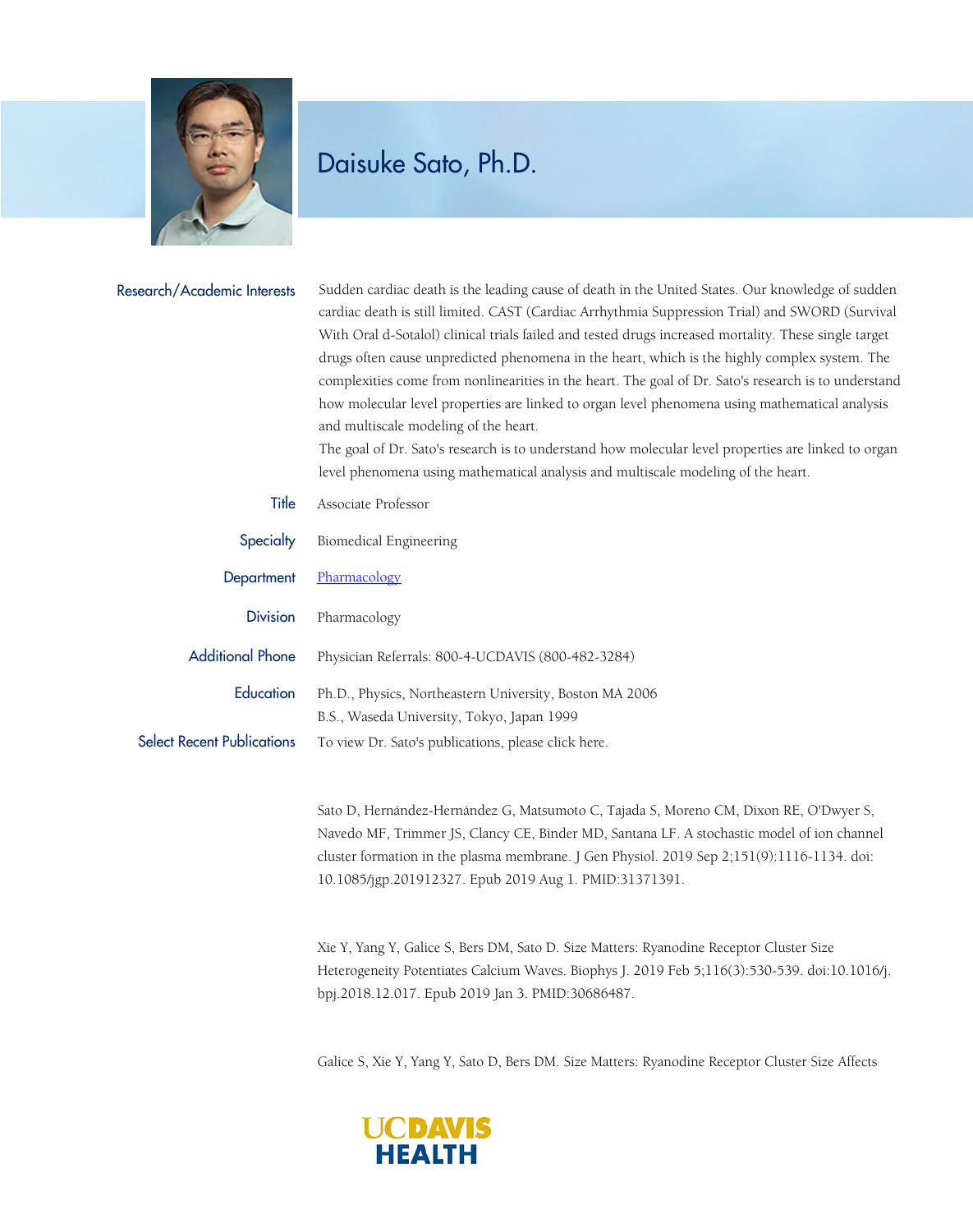# Daisuke Sato, Ph.D.

**Research/Academic Interests**

Sudden cardiac death is the leading cause of death in the United States. Our knowledge of sudden cardiac death is still limited. CAST (Cardiac Arrhythmia Suppression Trial) and SWORD (Survival With Oral d-Sotalol) clinical trials failed and tested drugs increased mortality. These single target drugs often cause unpredicted phenomena in the heart, which is the highly complex system. The complexities come from nonlinearities in the heart. The goal of Dr. Sato's research is to understand how molecular level properties are linked to organ level phenomena using mathematical analysis and multiscale modeling of the heart.

The goal of Dr. Sato's research is to understand how molecular level properties are linked to organ level phenomena using mathematical analysis and multiscale modeling of the heart.

**Title**

Associate Professor

**Specialty**

Biomedical Engineering

**Department**

Pharmacology

**Division**

Pharmacology

**Additional Phone**

Physician Referrals: 800-4-UCDAVIS (800-482-3284)

**Education**

Ph.D., Physics, Northeastern University, Boston MA 2006

B.S., Waseda University, Tokyo, Japan 1999

**Select Recent Publications**

To view Dr. Sato's publications, please click here.

Sato D, Hernández-Hernández G, Matsumoto C, Tajada S, Moreno CM, Dixon RE, O'Dwyer S, Navedo MF, Trimmer JS, Clancy CE, Binder MD, Santana LF. A stochastic model of ion channel cluster formation in the plasma membrane. J Gen Physiol. 2019 Sep 2;151(9):1116-1134. doi: 10.1085/jgp.201912327. Epub 2019 Aug 1. PMID:31371391.

Xie Y, Yang Y, Galice S, Bers DM, Sato D. Size Matters: Ryanodine Receptor Cluster Size Heterogeneity Potentiates Calcium Waves. Biophys J. 2019 Feb 5;116(3):530-539. doi:10.1016/j.bpj.2018.12.017. Epub 2019 Jan 3. PMID:30686487.

Galice S, Xie Y, Yang Y, Sato D, Bers DM. Size Matters: Ryanodine Receptor Cluster Size Affects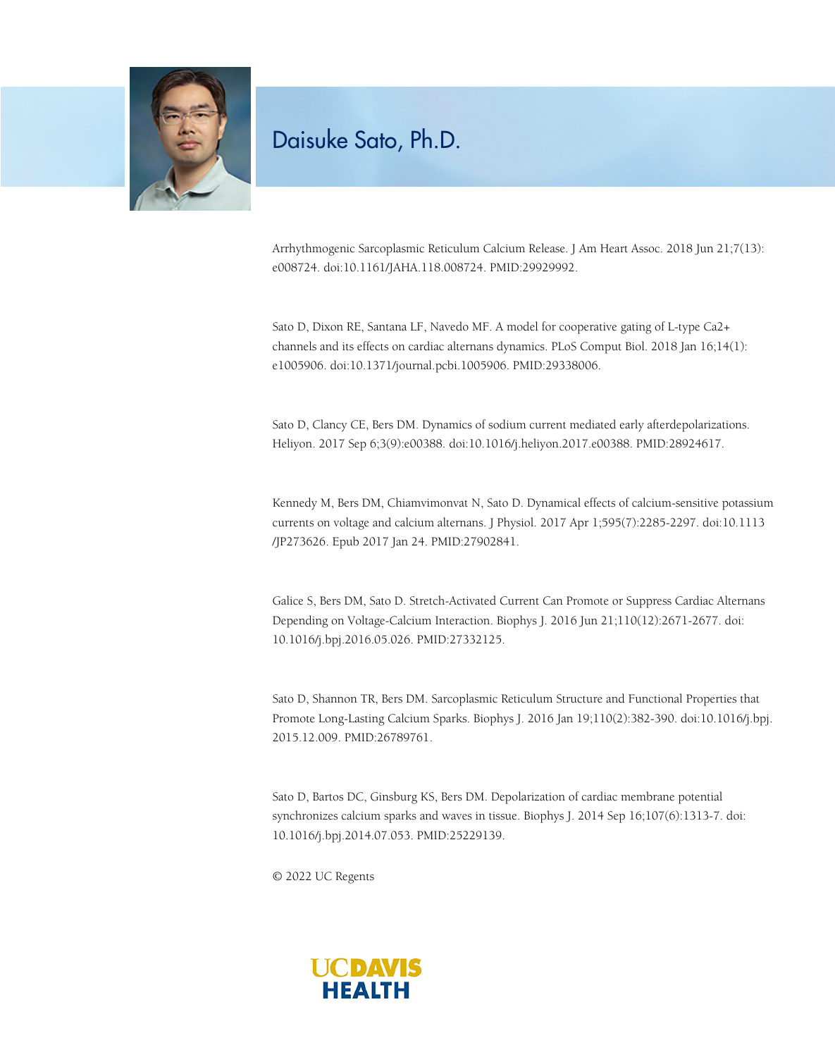# Daisuke Sato, Ph.D.

Arrhythmogenic Sarcoplasmic Reticulum Calcium Release. J Am Heart Assoc. 2018 Jun 21;7(13): e008724. doi:10.1161/JAHA.118.008724. PMID:29929992.

Sato D, Dixon RE, Santana LF, Navedo MF. A model for cooperative gating of L-type Ca2+ channels and its effects on cardiac alternans dynamics. PLoS Comput Biol. 2018 Jan 16;14(1): e1005906. doi:10.1371/journal.pcbi.1005906. PMID:29338006.

Sato D, Clancy CE, Bers DM. Dynamics of sodium current mediated early afterdepolarizations. Heliyon. 2017 Sep 6;3(9):e00388. doi:10.1016/j.heliyon.2017.e00388. PMID:28924617.

Kennedy M, Bers DM, Chiamvimonvat N, Sato D. Dynamical effects of calcium-sensitive potassium currents on voltage and calcium alternans. J Physiol. 2017 Apr 1;595(7):2285-2297. doi:10.1113/JP273626. Epub 2017 Jan 24. PMID:27902841.

Galice S, Bers DM, Sato D. Stretch-Activated Current Can Promote or Suppress Cardiac Alternans Depending on Voltage-Calcium Interaction. Biophys J. 2016 Jun 21;110(12):2671-2677. doi: 10.1016/j.bpj.2016.05.026. PMID:27332125.

Sato D, Shannon TR, Bers DM. Sarcoplasmic Reticulum Structure and Functional Properties that Promote Long-Lasting Calcium Sparks. Biophys J. 2016 Jan 19;110(2):382-390. doi:10.1016/j.bpj.2015.12.009. PMID:26789761.

Sato D, Bartos DC, Ginsburg KS, Bers DM. Depolarization of cardiac membrane potential synchronizes calcium sparks and waves in tissue. Biophys J. 2014 Sep 16;107(6):1313-7. doi: 10.1016/j.bpj.2014.07.053. PMID:25229139.

© 2022 UC Regents

UC DAVIS HEALTH